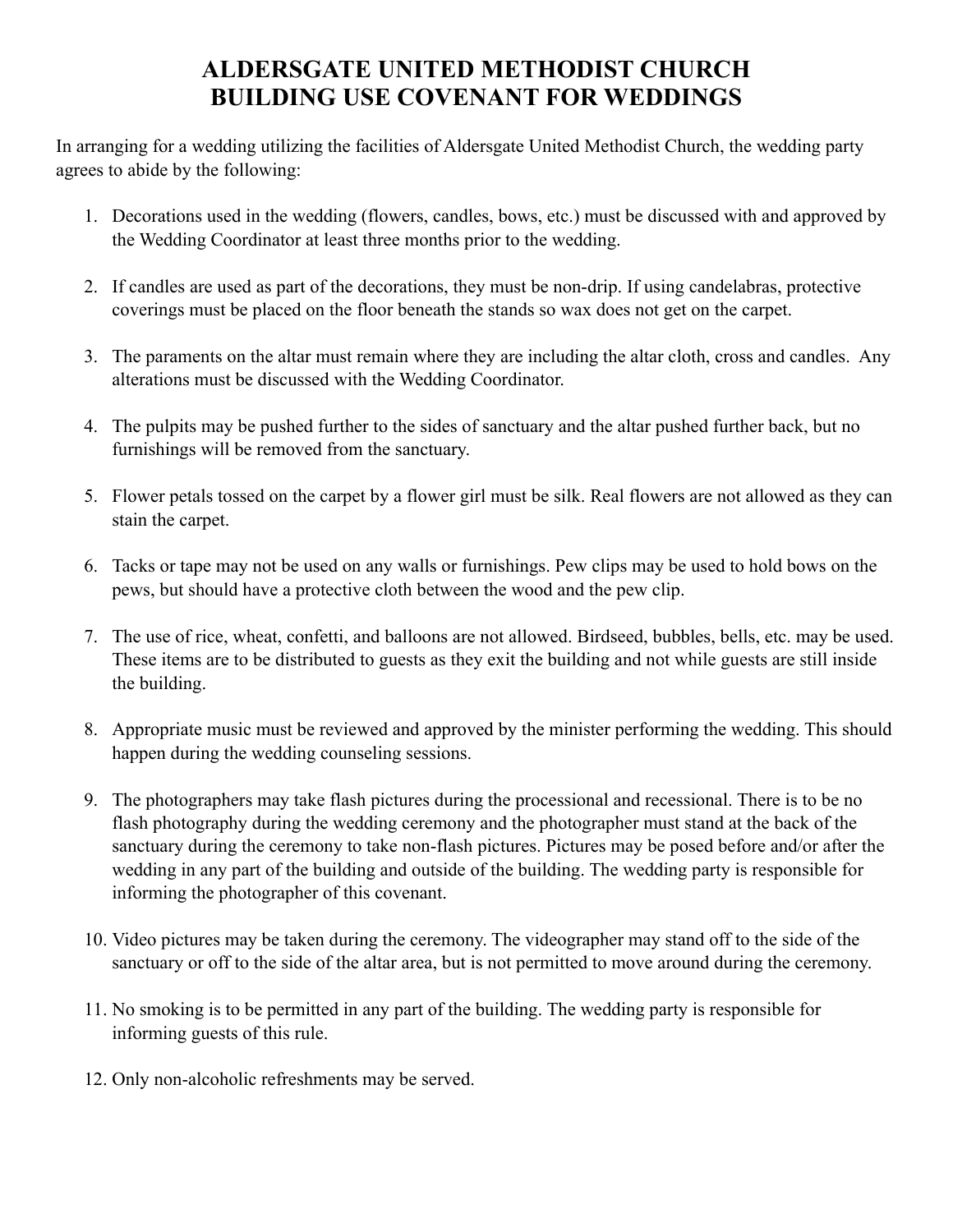# ALDERSGATE UNITED METHODIST CHURCH
# BUILDING USE COVENANT FOR WEDDINGS

In arranging for a wedding utilizing the facilities of Aldersgate United Methodist Church, the wedding party agrees to abide by the following:

1. Decorations used in the wedding (flowers, candles, bows, etc.) must be discussed with and approved by the Wedding Coordinator at least three months prior to the wedding.

2. If candles are used as part of the decorations, they must be non-drip. If using candelabras, protective coverings must be placed on the floor beneath the stands so wax does not get on the carpet.

3. The paraments on the altar must remain where they are including the altar cloth, cross and candles. Any alterations must be discussed with the Wedding Coordinator.

4. The pulpits may be pushed further to the sides of sanctuary and the altar pushed further back, but no furnishings will be removed from the sanctuary.

5. Flower petals tossed on the carpet by a flower girl must be silk. Real flowers are not allowed as they can stain the carpet.

6. Tacks or tape may not be used on any walls or furnishings. Pew clips may be used to hold bows on the pews, but should have a protective cloth between the wood and the pew clip.

7. The use of rice, wheat, confetti, and balloons are not allowed. Birdseed, bubbles, bells, etc. may be used. These items are to be distributed to guests as they exit the building and not while guests are still inside the building.

8. Appropriate music must be reviewed and approved by the minister performing the wedding. This should happen during the wedding counseling sessions.

9. The photographers may take flash pictures during the processional and recessional. There is to be no flash photography during the wedding ceremony and the photographer must stand at the back of the sanctuary during the ceremony to take non-flash pictures. Pictures may be posed before and/or after the wedding in any part of the building and outside of the building. The wedding party is responsible for informing the photographer of this covenant.

10. Video pictures may be taken during the ceremony. The videographer may stand off to the side of the sanctuary or off to the side of the altar area, but is not permitted to move around during the ceremony.

11. No smoking is to be permitted in any part of the building. The wedding party is responsible for informing guests of this rule.

12. Only non-alcoholic refreshments may be served.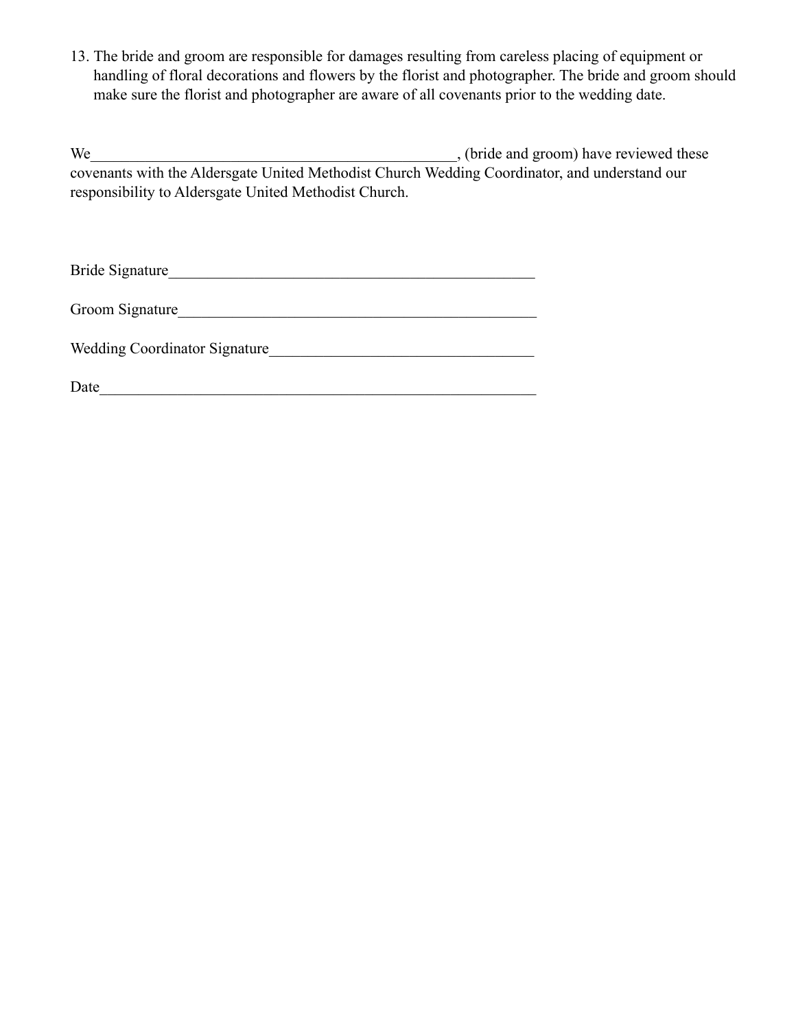13. The bride and groom are responsible for damages resulting from careless placing of equipment or handling of floral decorations and flowers by the florist and photographer. The bride and groom should make sure the florist and photographer are aware of all covenants prior to the wedding date.

We_______________________________________________, (bride and groom) have reviewed these covenants with the Aldersgate United Methodist Church Wedding Coordinator, and understand our responsibility to Aldersgate United Methodist Church.

Bride Signature_________________________________________________

Groom Signature________________________________________________

Wedding Coordinator Signature__________________________________

Date__________________________________________________________